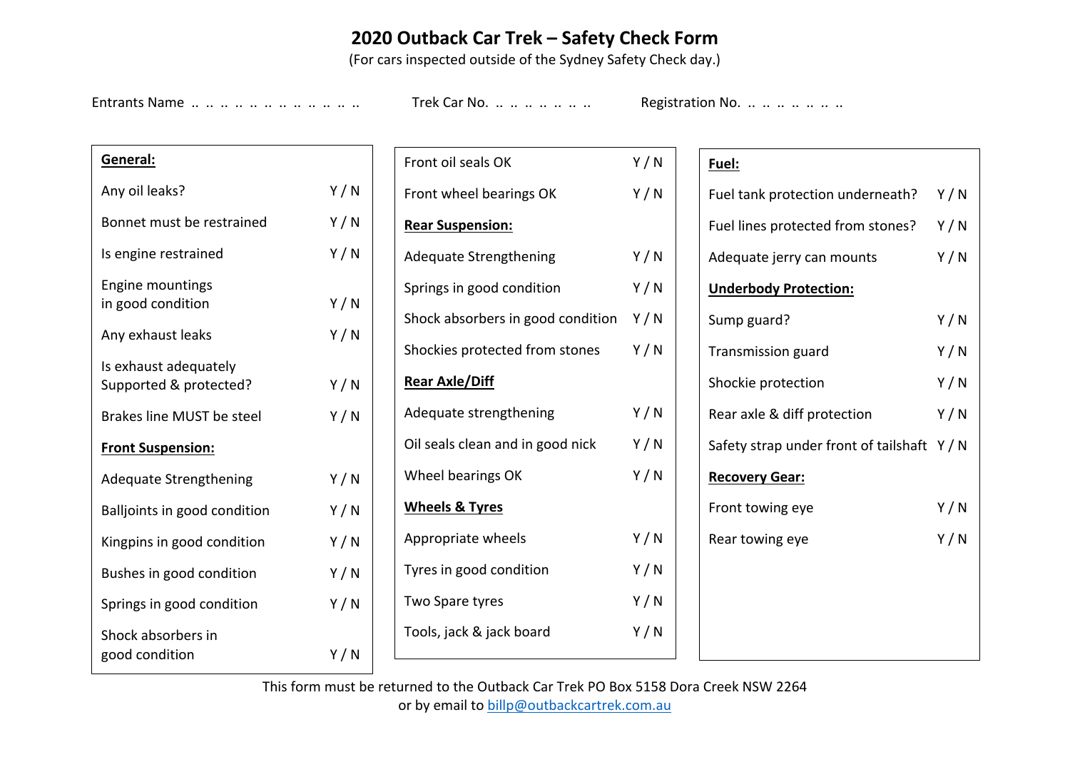# 2020 Outback Car Trek – Safety Check Form

(For cars inspected outside of the Sydney Safety Check day.)

Entrants Name .. .. .. .. .. .. .. .. .. .. .. .. Trek Car No. .. .. .. .. .. .. .. Registration No. .. .. .. .. .. .. ..

| **General:** | |
|---|---|
| Any oil leaks? | Y / N |
| Bonnet must be restrained | Y / N |
| Is engine restrained | Y / N |
| Engine mountings in good condition | Y / N |
| Any exhaust leaks | Y / N |
| Is exhaust adequately Supported & protected? | Y / N |
| Brakes line MUST be steel | Y / N |
| **Front Suspension:** | |
| Adequate Strengthening | Y / N |
| Balljoints in good condition | Y / N |
| Kingpins in good condition | Y / N |
| Bushes in good condition | Y / N |
| Springs in good condition | Y / N |
| Shock absorbers in good condition | Y / N |
| Front oil seals OK | Y / N |
| Front wheel bearings OK | Y / N |
| **Rear Suspension:** | |
| Adequate Strengthening | Y / N |
| Springs in good condition | Y / N |
| Shock absorbers in good condition | Y / N |
| Shockies protected from stones | Y / N |
| **Rear Axle/Diff** | |
| Adequate strengthening | Y / N |
| Oil seals clean and in good nick | Y / N |
| Wheel bearings OK | Y / N |
| **Wheels & Tyres** | |
| Appropriate wheels | Y / N |
| Tyres in good condition | Y / N |
| Two Spare tyres | Y / N |
| Tools, jack & jack board | Y / N |
| **Fuel:** | |
| Fuel tank protection underneath? | Y / N |
| Fuel lines protected from stones? | Y / N |
| Adequate jerry can mounts | Y / N |
| **Underbody Protection:** | |
| Sump guard? | Y / N |
| Transmission guard | Y / N |
| Shockie protection | Y / N |
| Rear axle & diff protection | Y / N |
| Safety strap under front of tailshaft | Y / N |
| **Recovery Gear:** | |
| Front towing eye | Y / N |
| Rear towing eye | Y / N |

This form must be returned to the Outback Car Trek PO Box 5158 Dora Creek NSW 2264
or by email to billp@outbackcartrek.com.au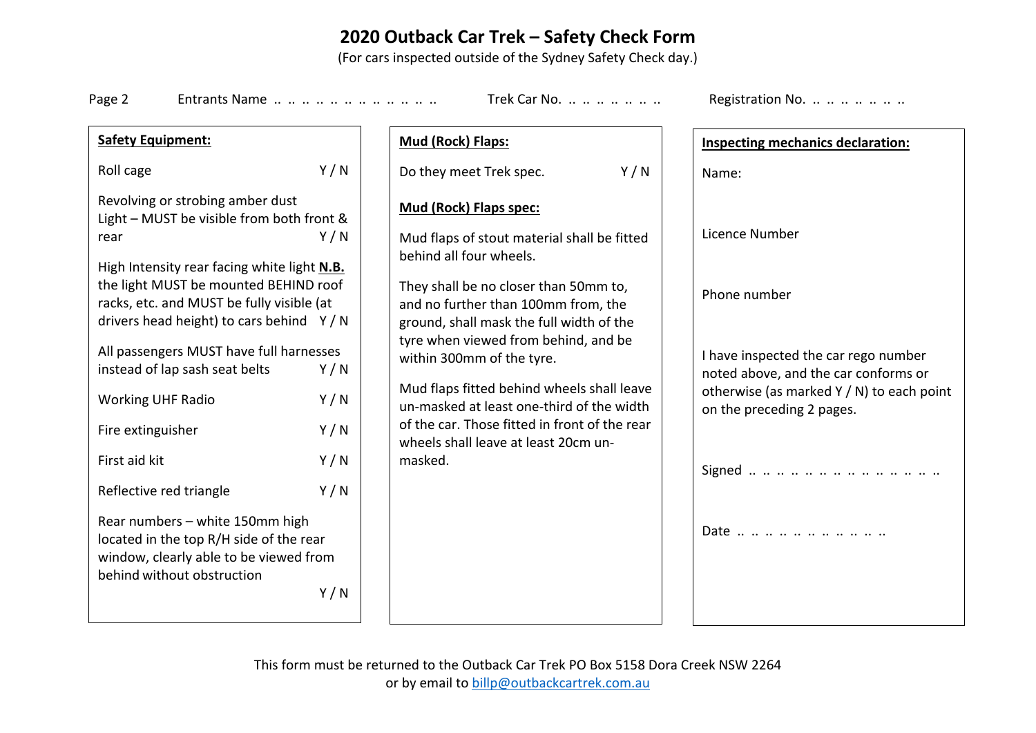# 2020 Outback Car Trek – Safety Check Form

(For cars inspected outside of the Sydney Safety Check day.)

Page 2 Entrants Name .. .. .. .. .. .. .. .. .. .. .. .. Trek Car No. .. .. .. .. .. .. .. Registration No. .. .. .. .. .. .. ..

**Safety Equipment:**

Roll cage Y / N

Revolving or strobing amber dust Light – MUST be visible from both front & rear Y / N

High Intensity rear facing white light **N.B.** the light MUST be mounted BEHIND roof racks, etc. and MUST be fully visible (at drivers head height) to cars behind Y / N

All passengers MUST have full harnesses instead of lap sash seat belts Y / N

Working UHF Radio Y / N

Fire extinguisher Y / N

First aid kit Y / N

Reflective red triangle Y / N

Rear numbers – white 150mm high located in the top R/H side of the rear window, clearly able to be viewed from behind without obstruction Y / N

**Mud (Rock) Flaps:**

Do they meet Trek spec. Y / N

**Mud (Rock) Flaps spec:**

Mud flaps of stout material shall be fitted behind all four wheels.

They shall be no closer than 50mm to, and no further than 100mm from, the ground, shall mask the full width of the tyre when viewed from behind, and be within 300mm of the tyre.

Mud flaps fitted behind wheels shall leave un-masked at least one-third of the width of the car. Those fitted in front of the rear wheels shall leave at least 20cm un-masked.

**Inspecting mechanics declaration:**

Name:

Licence Number

Phone number

I have inspected the car rego number noted above, and the car conforms or otherwise (as marked Y / N) to each point on the preceding 2 pages.

Signed .. .. .. .. .. .. .. .. .. .. .. .. .. .. ..

Date .. .. .. .. .. .. .. .. .. .. .. ..

This form must be returned to the Outback Car Trek PO Box 5158 Dora Creek NSW 2264 or by email to billp@outbackcartrek.com.au